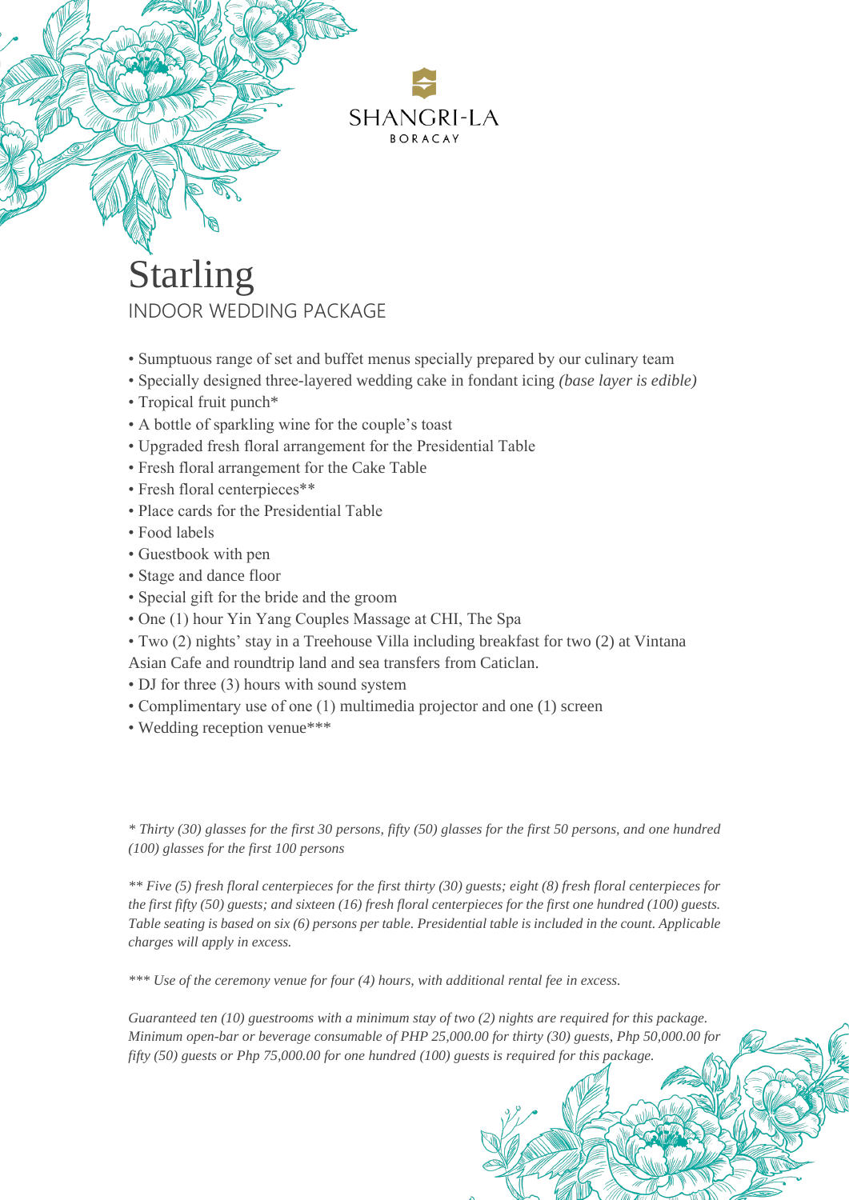SHANGRI-LA
BORACAY

# Starling

## INDOOR WEDDING PACKAGE

- Sumptuous range of set and buffet menus specially prepared by our culinary team
- Specially designed three-layered wedding cake in fondant icing *(base layer is edible)*
- Tropical fruit punch*
- A bottle of sparkling wine for the couple's toast
- Upgraded fresh floral arrangement for the Presidential Table
- Fresh floral arrangement for the Cake Table
- Fresh floral centerpieces**
- Place cards for the Presidential Table
- Food labels
- Guestbook with pen
- Stage and dance floor
- Special gift for the bride and the groom
- One (1) hour Yin Yang Couples Massage at CHI, The Spa
- Two (2) nights' stay in a Treehouse Villa including breakfast for two (2) at Vintana Asian Cafe and roundtrip land and sea transfers from Caticlan.
- DJ for three (3) hours with sound system
- Complimentary use of one (1) multimedia projector and one (1) screen
- Wedding reception venue***

*\* Thirty (30) glasses for the first 30 persons, fifty (50) glasses for the first 50 persons, and one hundred (100) glasses for the first 100 persons*

*\*\* Five (5) fresh floral centerpieces for the first thirty (30) guests; eight (8) fresh floral centerpieces for the first fifty (50) guests; and sixteen (16) fresh floral centerpieces for the first one hundred (100) guests. Table seating is based on six (6) persons per table. Presidential table is included in the count. Applicable charges will apply in excess.*

*\*\*\* Use of the ceremony venue for four (4) hours, with additional rental fee in excess.*

*Guaranteed ten (10) guestrooms with a minimum stay of two (2) nights are required for this package. Minimum open-bar or beverage consumable of PHP 25,000.00 for thirty (30) guests, Php 50,000.00 for fifty (50) guests or Php 75,000.00 for one hundred (100) guests is required for this package.*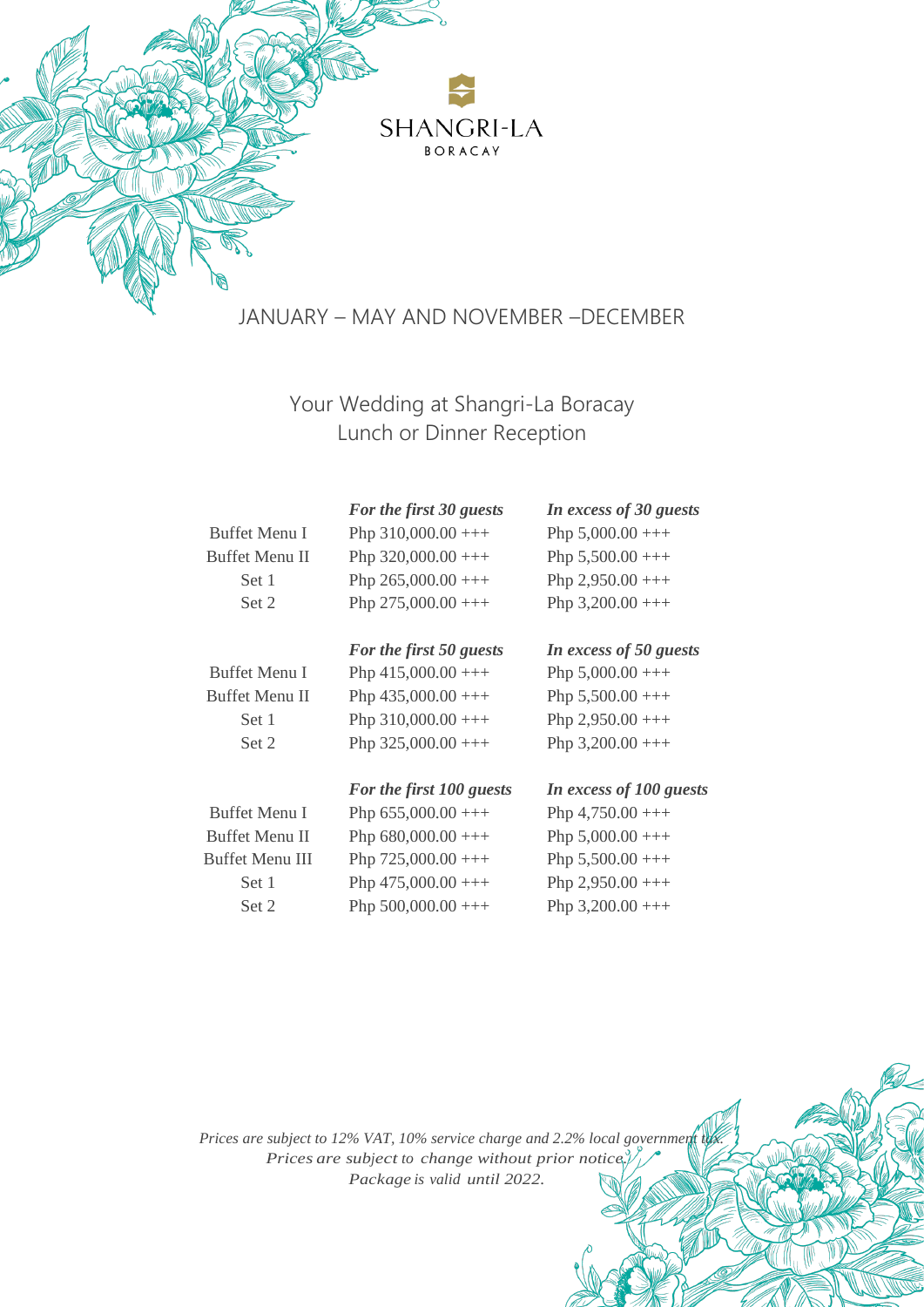SHANGRI-LA
BORACAY

## JANUARY – MAY AND NOVEMBER –DECEMBER

### Your Wedding at Shangri-La Boracay
### Lunch or Dinner Reception

| | *For the first 30 guests* | *In excess of 30 guests* |
|---|---|---|
| Buffet Menu I | Php 310,000.00 +++ | Php 5,000.00 +++ |
| Buffet Menu II | Php 320,000.00 +++ | Php 5,500.00 +++ |
| Set 1 | Php 265,000.00 +++ | Php 2,950.00 +++ |
| Set 2 | Php 275,000.00 +++ | Php 3,200.00 +++ |
| | ***For the first 50 guests*** | ***In excess of 50 guests*** |
| Buffet Menu I | Php 415,000.00 +++ | Php 5,000.00 +++ |
| Buffet Menu II | Php 435,000.00 +++ | Php 5,500.00 +++ |
| Set 1 | Php 310,000.00 +++ | Php 2,950.00 +++ |
| Set 2 | Php 325,000.00 +++ | Php 3,200.00 +++ |
| | ***For the first 100 guests*** | ***In excess of 100 guests*** |
| Buffet Menu I | Php 655,000.00 +++ | Php 4,750.00 +++ |
| Buffet Menu II | Php 680,000.00 +++ | Php 5,000.00 +++ |
| Buffet Menu III | Php 725,000.00 +++ | Php 5,500.00 +++ |
| Set 1 | Php 475,000.00 +++ | Php 2,950.00 +++ |
| Set 2 | Php 500,000.00 +++ | Php 3,200.00 +++ |

*Prices are subject to 12% VAT, 10% service charge and 2.2% local government tax.*
*Prices are subject to change without prior notice.*
*Package is valid until 2022.*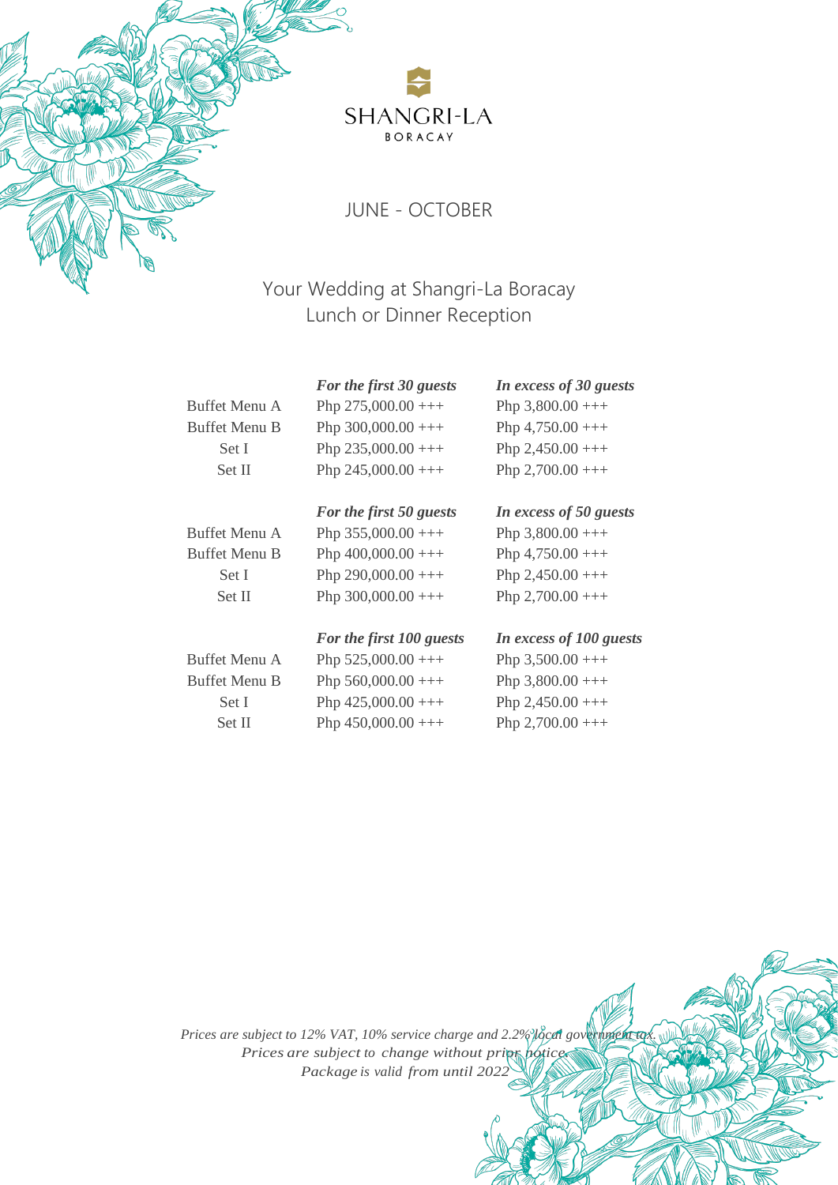SHANGRI-LA
BORACAY

## JUNE - OCTOBER

## Your Wedding at Shangri-La Boracay
## Lunch or Dinner Reception

| | *For the first 30 guests* | *In excess of 30 guests* |
|---|---|---|
| Buffet Menu A | Php 275,000.00 +++ | Php 3,800.00 +++ |
| Buffet Menu B | Php 300,000.00 +++ | Php 4,750.00 +++ |
| Set I | Php 235,000.00 +++ | Php 2,450.00 +++ |
| Set II | Php 245,000.00 +++ | Php 2,700.00 +++ |

| | *For the first 50 guests* | *In excess of 50 guests* |
|---|---|---|
| Buffet Menu A | Php 355,000.00 +++ | Php 3,800.00 +++ |
| Buffet Menu B | Php 400,000.00 +++ | Php 4,750.00 +++ |
| Set I | Php 290,000.00 +++ | Php 2,450.00 +++ |
| Set II | Php 300,000.00 +++ | Php 2,700.00 +++ |

| | *For the first 100 guests* | *In excess of 100 guests* |
|---|---|---|
| Buffet Menu A | Php 525,000.00 +++ | Php 3,500.00 +++ |
| Buffet Menu B | Php 560,000.00 +++ | Php 3,800.00 +++ |
| Set I | Php 425,000.00 +++ | Php 2,450.00 +++ |
| Set II | Php 450,000.00 +++ | Php 2,700.00 +++ |

*Prices are subject to 12% VAT, 10% service charge and 2.2% local government tax.*
*Prices are subject to change without prior notice.*
*Package is valid from until 2022*